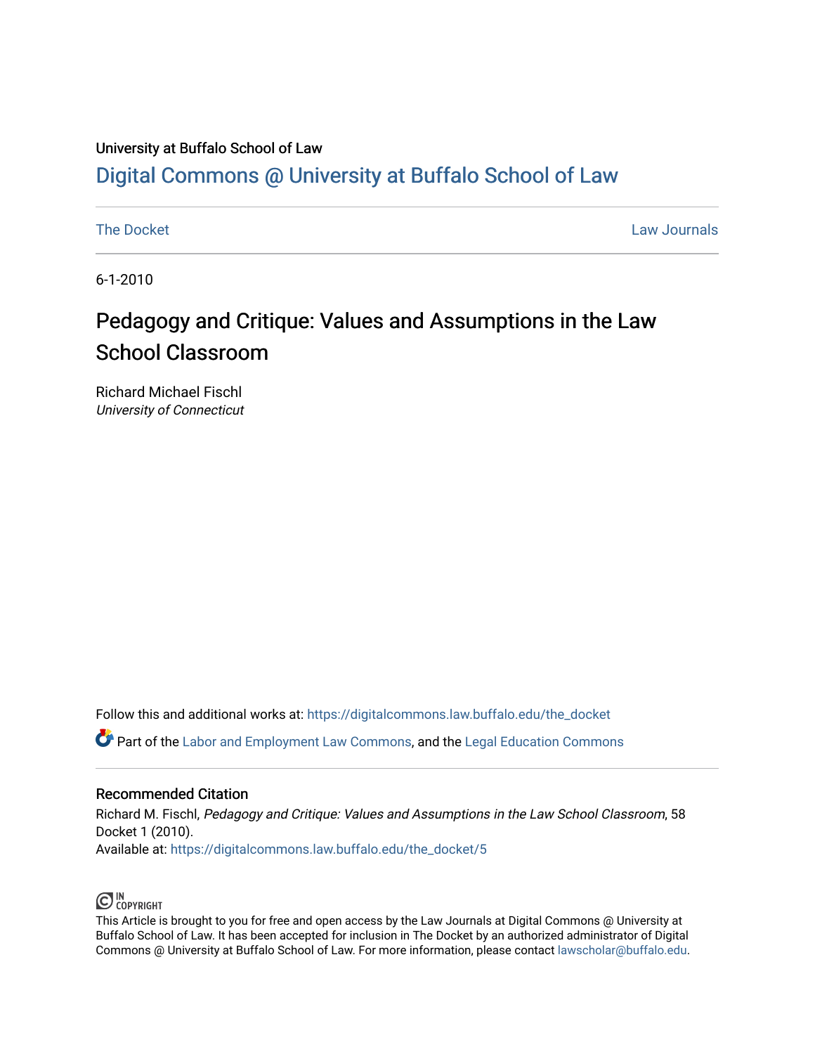University at Buffalo School of Law

# Digital Commons @ University at Buffalo School of Law

The Docket | Law Journals

6-1-2010

# Pedagogy and Critique: Values and Assumptions in the Law School Classroom

Richard Michael Fischl
*University of Connecticut*

Follow this and additional works at: https://digitalcommons.law.buffalo.edu/the_docket

Part of the Labor and Employment Law Commons, and the Legal Education Commons

## Recommended Citation

Richard M. Fischl, *Pedagogy and Critique: Values and Assumptions in the Law School Classroom*, 58 Docket 1 (2010).
Available at: https://digitalcommons.law.buffalo.edu/the_docket/5

IN COPYRIGHT

This Article is brought to you for free and open access by the Law Journals at Digital Commons @ University at Buffalo School of Law. It has been accepted for inclusion in The Docket by an authorized administrator of Digital Commons @ University at Buffalo School of Law. For more information, please contact lawscholar@buffalo.edu.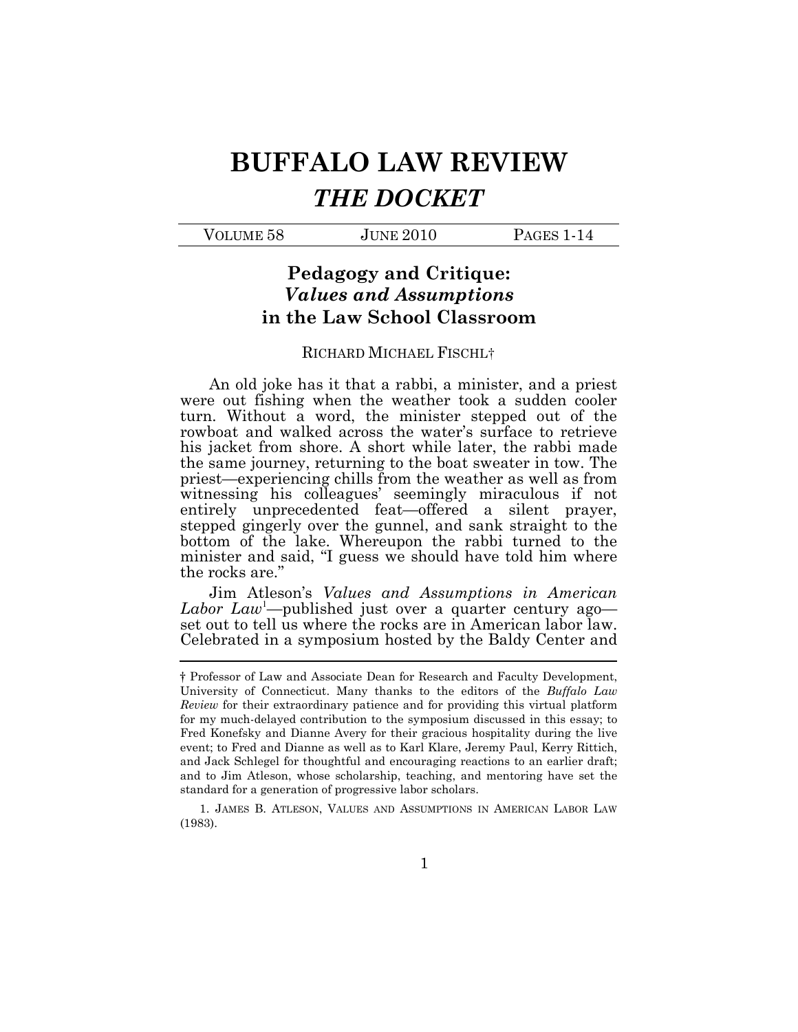# BUFFALO LAW REVIEW

## *THE DOCKET*

VOLUME 58 JUNE 2010 PAGES 1-14

## Pedagogy and Critique: *Values and Assumptions* in the Law School Classroom

RICHARD MICHAEL FISCHL†

An old joke has it that a rabbi, a minister, and a priest were out fishing when the weather took a sudden cooler turn. Without a word, the minister stepped out of the rowboat and walked across the water's surface to retrieve his jacket from shore. A short while later, the rabbi made the same journey, returning to the boat sweater in tow. The priest—experiencing chills from the weather as well as from witnessing his colleagues' seemingly miraculous if not entirely unprecedented feat—offered a silent prayer, stepped gingerly over the gunnel, and sank straight to the bottom of the lake. Whereupon the rabbi turned to the minister and said, "I guess we should have told him where the rocks are."

Jim Atleson's *Values and Assumptions in American Labor Law*[1]—published just over a quarter century ago—set out to tell us where the rocks are in American labor law. Celebrated in a symposium hosted by the Baldy Center and

---

† Professor of Law and Associate Dean for Research and Faculty Development, University of Connecticut. Many thanks to the editors of the *Buffalo Law Review* for their extraordinary patience and for providing this virtual platform for my much-delayed contribution to the symposium discussed in this essay; to Fred Konefsky and Dianne Avery for their gracious hospitality during the live event; to Fred and Dianne as well as to Karl Klare, Jeremy Paul, Kerry Rittich, and Jack Schlegel for thoughtful and encouraging reactions to an earlier draft; and to Jim Atleson, whose scholarship, teaching, and mentoring have set the standard for a generation of progressive labor scholars.

1. JAMES B. ATLESON, VALUES AND ASSUMPTIONS IN AMERICAN LABOR LAW (1983).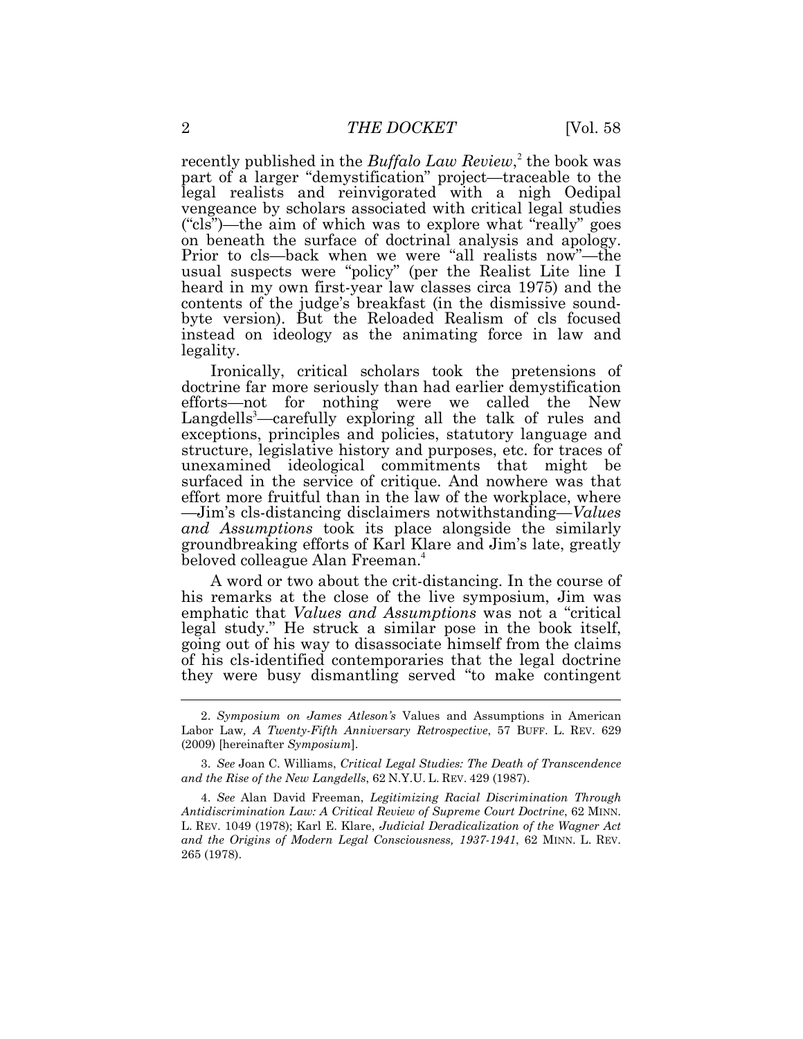recently published in the *Buffalo Law Review*,[2] the book was part of a larger "demystification" project—traceable to the legal realists and reinvigorated with a nigh Oedipal vengeance by scholars associated with critical legal studies ("cls")—the aim of which was to explore what "really" goes on beneath the surface of doctrinal analysis and apology. Prior to cls—back when we were "all realists now"—the usual suspects were "policy" (per the Realist Lite line I heard in my own first-year law classes circa 1975) and the contents of the judge's breakfast (in the dismissive sound-byte version). But the Reloaded Realism of cls focused instead on ideology as the animating force in law and legality.

Ironically, critical scholars took the pretensions of doctrine far more seriously than had earlier demystification efforts—not for nothing were we called the New Langdells[3]—carefully exploring all the talk of rules and exceptions, principles and policies, statutory language and structure, legislative history and purposes, etc. for traces of unexamined ideological commitments that might be surfaced in the service of critique. And nowhere was that effort more fruitful than in the law of the workplace, where—Jim's cls-distancing disclaimers notwithstanding—*Values and Assumptions* took its place alongside the similarly groundbreaking efforts of Karl Klare and Jim's late, greatly beloved colleague Alan Freeman.[4]

A word or two about the crit-distancing. In the course of his remarks at the close of the live symposium, Jim was emphatic that *Values and Assumptions* was not a "critical legal study." He struck a similar pose in the book itself, going out of his way to disassociate himself from the claims of his cls-identified contemporaries that the legal doctrine they were busy dismantling served "to make contingent

---

2. *Symposium on James Atleson's* Values and Assumptions in American Labor Law*, A Twenty-Fifth Anniversary Retrospective*, 57 BUFF. L. REV. 629 (2009) [hereinafter *Symposium*].

3. *See* Joan C. Williams, *Critical Legal Studies: The Death of Transcendence and the Rise of the New Langdells*, 62 N.Y.U. L. REV. 429 (1987).

4. *See* Alan David Freeman, *Legitimizing Racial Discrimination Through Antidiscrimination Law: A Critical Review of Supreme Court Doctrine*, 62 MINN. L. REV. 1049 (1978); Karl E. Klare, *Judicial Deradicalization of the Wagner Act and the Origins of Modern Legal Consciousness, 1937-1941*, 62 MINN. L. REV. 265 (1978).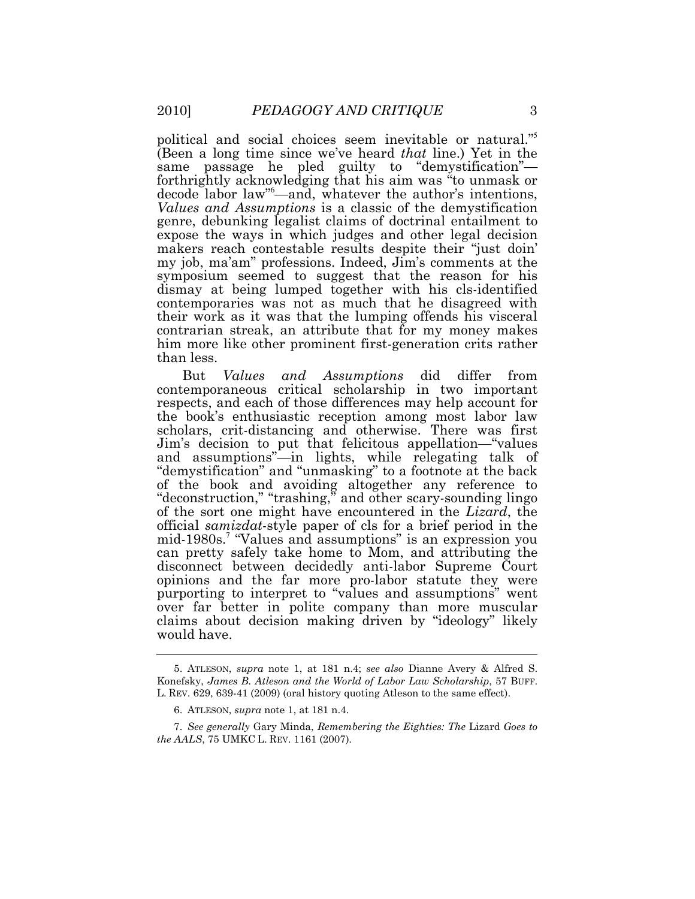political and social choices seem inevitable or natural."[5] (Been a long time since we've heard *that* line.) Yet in the same passage he pled guilty to "demystification"—forthrightly acknowledging that his aim was "to unmask or decode labor law"[6]—and, whatever the author's intentions, *Values and Assumptions* is a classic of the demystification genre, debunking legalist claims of doctrinal entailment to expose the ways in which judges and other legal decision makers reach contestable results despite their "just doin' my job, ma'am" professions. Indeed, Jim's comments at the symposium seemed to suggest that the reason for his dismay at being lumped together with his cls-identified contemporaries was not as much that he disagreed with their work as it was that the lumping offends his visceral contrarian streak, an attribute that for my money makes him more like other prominent first-generation crits rather than less.

But *Values and Assumptions* did differ from contemporaneous critical scholarship in two important respects, and each of those differences may help account for the book's enthusiastic reception among most labor law scholars, crit-distancing and otherwise. There was first Jim's decision to put that felicitous appellation—"values and assumptions"—in lights, while relegating talk of "demystification" and "unmasking" to a footnote at the back of the book and avoiding altogether any reference to "deconstruction," "trashing," and other scary-sounding lingo of the sort one might have encountered in the *Lizard*, the official *samizdat*-style paper of cls for a brief period in the mid-1980s.[7] "Values and assumptions" is an expression you can pretty safely take home to Mom, and attributing the disconnect between decidedly anti-labor Supreme Court opinions and the far more pro-labor statute they were purporting to interpret to "values and assumptions" went over far better in polite company than more muscular claims about decision making driven by "ideology" likely would have.

---

5. ATLESON, *supra* note 1, at 181 n.4; *see also* Dianne Avery & Alfred S. Konefsky, *James B. Atleson and the World of Labor Law Scholarship*, 57 BUFF. L. REV. 629, 639-41 (2009) (oral history quoting Atleson to the same effect).

6. ATLESON, *supra* note 1, at 181 n.4.

7. *See generally* Gary Minda, *Remembering the Eighties: The* Lizard *Goes to the AALS*, 75 UMKC L. REV. 1161 (2007).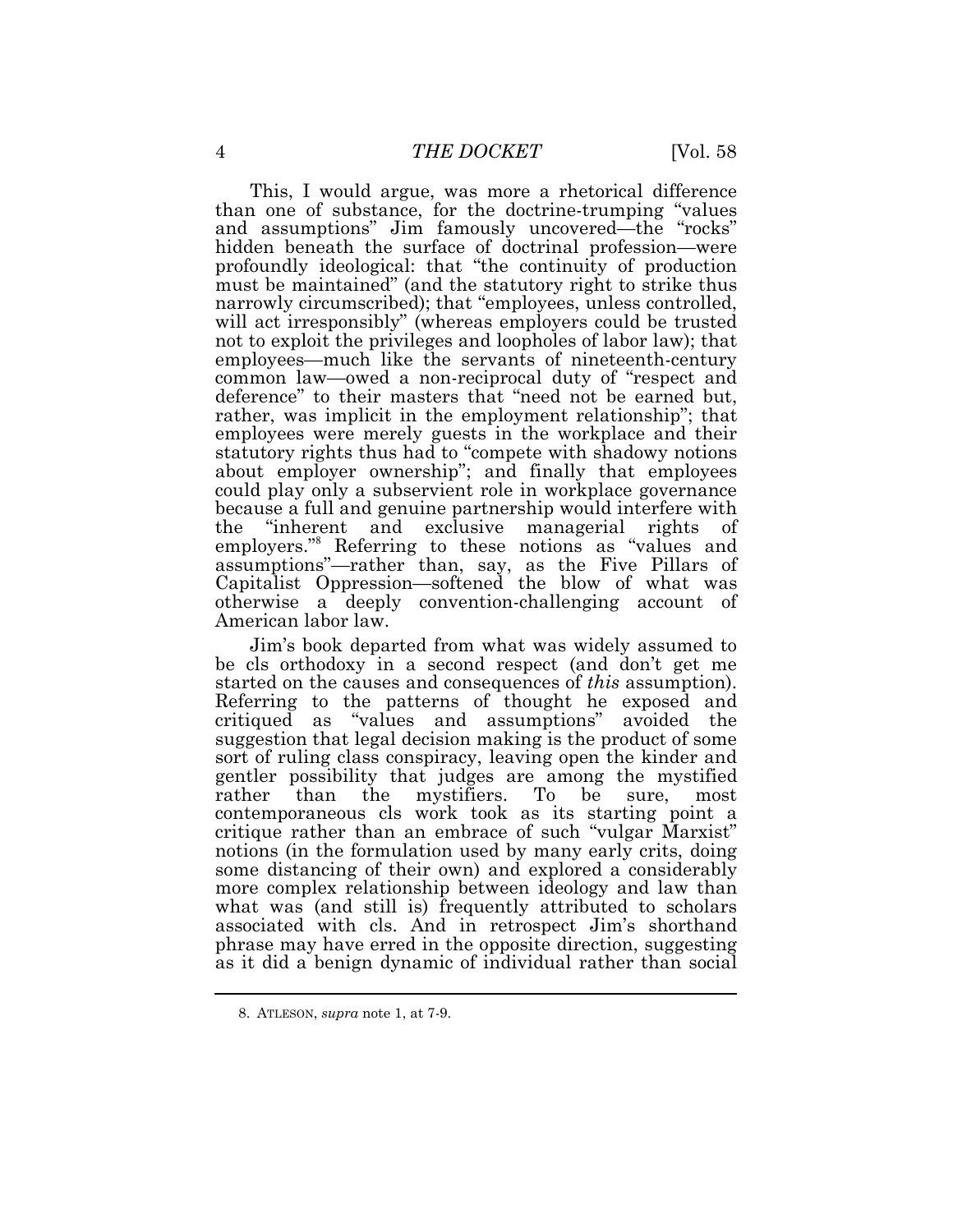This, I would argue, was more a rhetorical difference than one of substance, for the doctrine-trumping "values and assumptions" Jim famously uncovered—the "rocks" hidden beneath the surface of doctrinal profession—were profoundly ideological: that "the continuity of production must be maintained" (and the statutory right to strike thus narrowly circumscribed); that "employees, unless controlled, will act irresponsibly" (whereas employers could be trusted not to exploit the privileges and loopholes of labor law); that employees—much like the servants of nineteenth-century common law—owed a non-reciprocal duty of "respect and deference" to their masters that "need not be earned but, rather, was implicit in the employment relationship"; that employees were merely guests in the workplace and their statutory rights thus had to "compete with shadowy notions about employer ownership"; and finally that employees could play only a subservient role in workplace governance because a full and genuine partnership would interfere with the "inherent and exclusive managerial rights of employers."[8] Referring to these notions as "values and assumptions"—rather than, say, as the Five Pillars of Capitalist Oppression—softened the blow of what was otherwise a deeply convention-challenging account of American labor law.

Jim's book departed from what was widely assumed to be cls orthodoxy in a second respect (and don't get me started on the causes and consequences of *this* assumption). Referring to the patterns of thought he exposed and critiqued as "values and assumptions" avoided the suggestion that legal decision making is the product of some sort of ruling class conspiracy, leaving open the kinder and gentler possibility that judges are among the mystified rather than the mystifiers. To be sure, most contemporaneous cls work took as its starting point a critique rather than an embrace of such "vulgar Marxist" notions (in the formulation used by many early crits, doing some distancing of their own) and explored a considerably more complex relationship between ideology and law than what was (and still is) frequently attributed to scholars associated with cls. And in retrospect Jim's shorthand phrase may have erred in the opposite direction, suggesting as it did a benign dynamic of individual rather than social

8. ATLESON, *supra* note 1, at 7-9.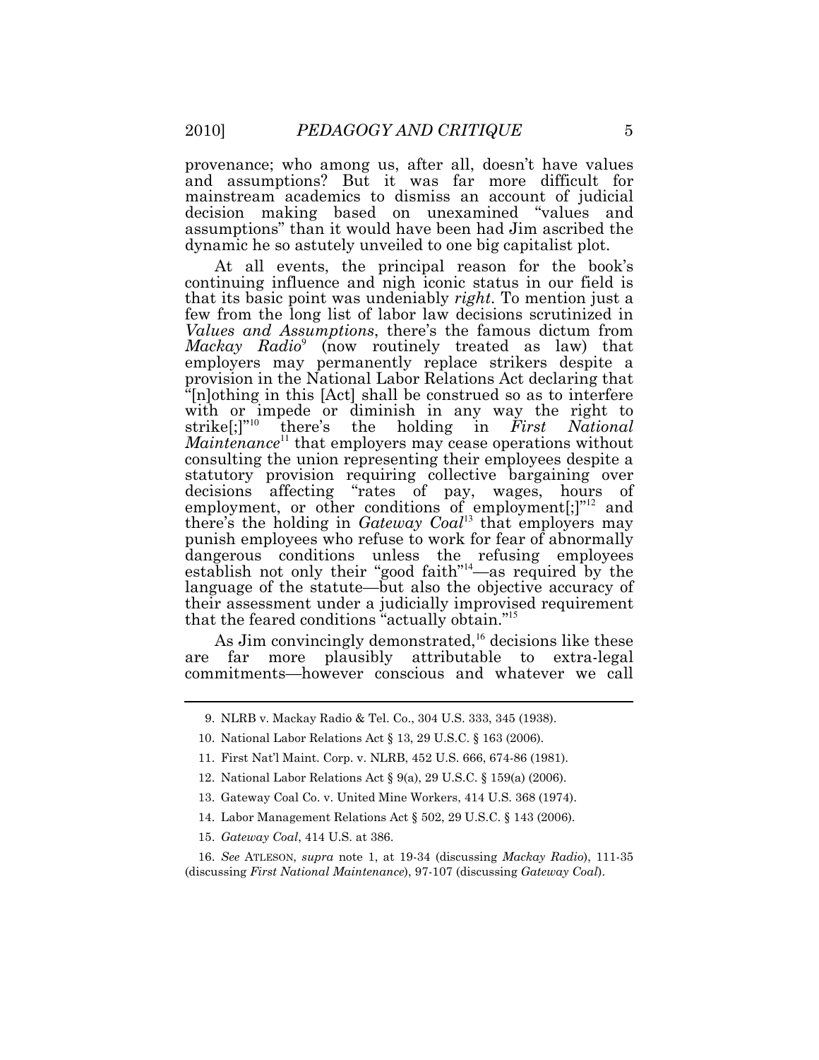provenance; who among us, after all, doesn't have values and assumptions? But it was far more difficult for mainstream academics to dismiss an account of judicial decision making based on unexamined "values and assumptions" than it would have been had Jim ascribed the dynamic he so astutely unveiled to one big capitalist plot.

At all events, the principal reason for the book's continuing influence and nigh iconic status in our field is that its basic point was undeniably *right*. To mention just a few from the long list of labor law decisions scrutinized in *Values and Assumptions*, there's the famous dictum from *Mackay Radio*[9] (now routinely treated as law) that employers may permanently replace strikers despite a provision in the National Labor Relations Act declaring that "[n]othing in this [Act] shall be construed so as to interfere with or impede or diminish in any way the right to strike[;]"[10] there's the holding in *First National Maintenance*[11] that employers may cease operations without consulting the union representing their employees despite a statutory provision requiring collective bargaining over decisions affecting "rates of pay, wages, hours of employment, or other conditions of employment[;]"[12] and there's the holding in *Gateway Coal*[13] that employers may punish employees who refuse to work for fear of abnormally dangerous conditions unless the refusing employees establish not only their "good faith"[14]—as required by the language of the statute—but also the objective accuracy of their assessment under a judicially improvised requirement that the feared conditions "actually obtain."[15]

As Jim convincingly demonstrated,[16] decisions like these are far more plausibly attributable to extra-legal commitments—however conscious and whatever we call

---

9. NLRB v. Mackay Radio & Tel. Co., 304 U.S. 333, 345 (1938).

10. National Labor Relations Act § 13, 29 U.S.C. § 163 (2006).

11. First Nat'l Maint. Corp. v. NLRB, 452 U.S. 666, 674-86 (1981).

12. National Labor Relations Act § 9(a), 29 U.S.C. § 159(a) (2006).

13. Gateway Coal Co. v. United Mine Workers, 414 U.S. 368 (1974).

14. Labor Management Relations Act § 502, 29 U.S.C. § 143 (2006).

15. *Gateway Coal*, 414 U.S. at 386.

16. *See* ATLESON, *supra* note 1, at 19-34 (discussing *Mackay Radio*), 111-35 (discussing *First National Maintenance*), 97-107 (discussing *Gateway Coal*).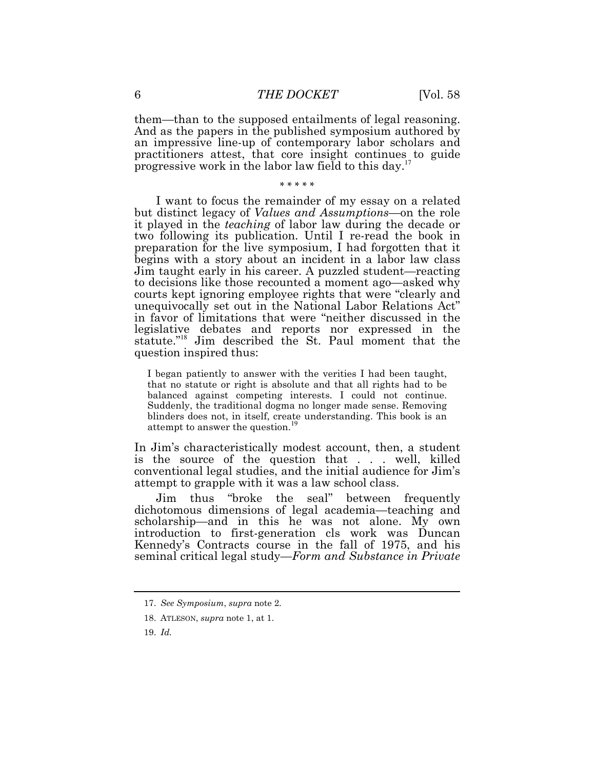them—than to the supposed entailments of legal reasoning. And as the papers in the published symposium authored by an impressive line-up of contemporary labor scholars and practitioners attest, that core insight continues to guide progressive work in the labor law field to this day.[17]

\* \* \* \* \*

I want to focus the remainder of my essay on a related but distinct legacy of *Values and Assumptions*—on the role it played in the *teaching* of labor law during the decade or two following its publication. Until I re-read the book in preparation for the live symposium, I had forgotten that it begins with a story about an incident in a labor law class Jim taught early in his career. A puzzled student—reacting to decisions like those recounted a moment ago—asked why courts kept ignoring employee rights that were "clearly and unequivocally set out in the National Labor Relations Act" in favor of limitations that were "neither discussed in the legislative debates and reports nor expressed in the statute."[18] Jim described the St. Paul moment that the question inspired thus:

> I began patiently to answer with the verities I had been taught, that no statute or right is absolute and that all rights had to be balanced against competing interests. I could not continue. Suddenly, the traditional dogma no longer made sense. Removing blinders does not, in itself, create understanding. This book is an attempt to answer the question.[19]

In Jim's characteristically modest account, then, a student is the source of the question that . . . well, killed conventional legal studies, and the initial audience for Jim's attempt to grapple with it was a law school class.

Jim thus "broke the seal" between frequently dichotomous dimensions of legal academia—teaching and scholarship—and in this he was not alone. My own introduction to first-generation cls work was Duncan Kennedy's Contracts course in the fall of 1975, and his seminal critical legal study—*Form and Substance in Private*

---

17. *See Symposium*, *supra* note 2.

18. ATLESON, *supra* note 1, at 1.

19. *Id.*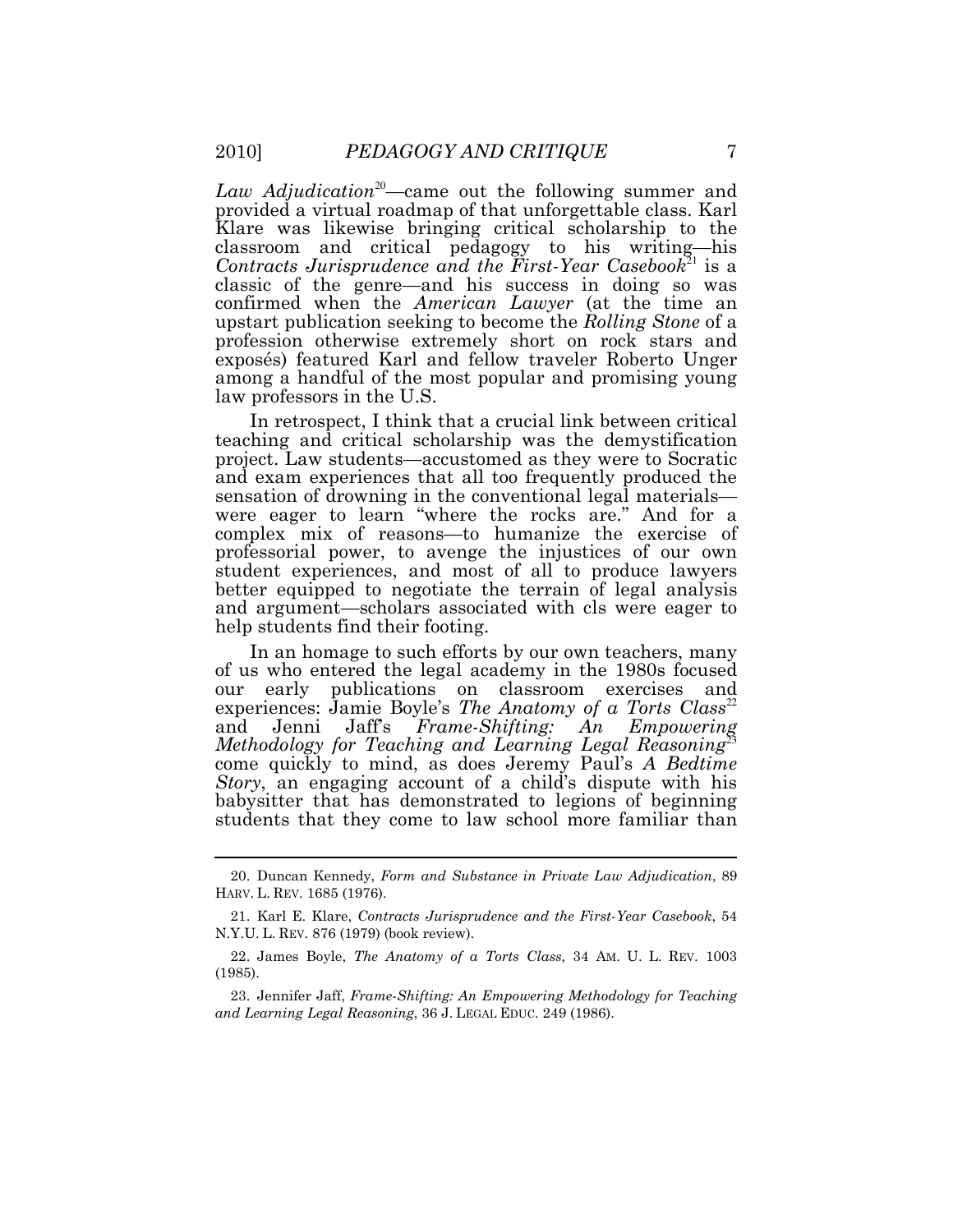*Law Adjudication*[20]—came out the following summer and provided a virtual roadmap of that unforgettable class. Karl Klare was likewise bringing critical scholarship to the classroom and critical pedagogy to his writing—his *Contracts Jurisprudence and the First-Year Casebook*[21] is a classic of the genre—and his success in doing so was confirmed when the *American Lawyer* (at the time an upstart publication seeking to become the *Rolling Stone* of a profession otherwise extremely short on rock stars and exposés) featured Karl and fellow traveler Roberto Unger among a handful of the most popular and promising young law professors in the U.S.

In retrospect, I think that a crucial link between critical teaching and critical scholarship was the demystification project. Law students—accustomed as they were to Socratic and exam experiences that all too frequently produced the sensation of drowning in the conventional legal materials—were eager to learn "where the rocks are." And for a complex mix of reasons—to humanize the exercise of professorial power, to avenge the injustices of our own student experiences, and most of all to produce lawyers better equipped to negotiate the terrain of legal analysis and argument—scholars associated with cls were eager to help students find their footing.

In an homage to such efforts by our own teachers, many of us who entered the legal academy in the 1980s focused our early publications on classroom exercises and experiences: Jamie Boyle's *The Anatomy of a Torts Class*[22] and Jenni Jaff's *Frame-Shifting: An Empowering Methodology for Teaching and Learning Legal Reasoning*[23] come quickly to mind, as does Jeremy Paul's *A Bedtime Story*, an engaging account of a child's dispute with his babysitter that has demonstrated to legions of beginning students that they come to law school more familiar than

---

20. Duncan Kennedy, *Form and Substance in Private Law Adjudication*, 89 HARV. L. REV. 1685 (1976).

21. Karl E. Klare, *Contracts Jurisprudence and the First-Year Casebook*, 54 N.Y.U. L. REV. 876 (1979) (book review).

22. James Boyle, *The Anatomy of a Torts Class*, 34 AM. U. L. REV. 1003 (1985).

23. Jennifer Jaff, *Frame-Shifting: An Empowering Methodology for Teaching and Learning Legal Reasoning*, 36 J. LEGAL EDUC. 249 (1986).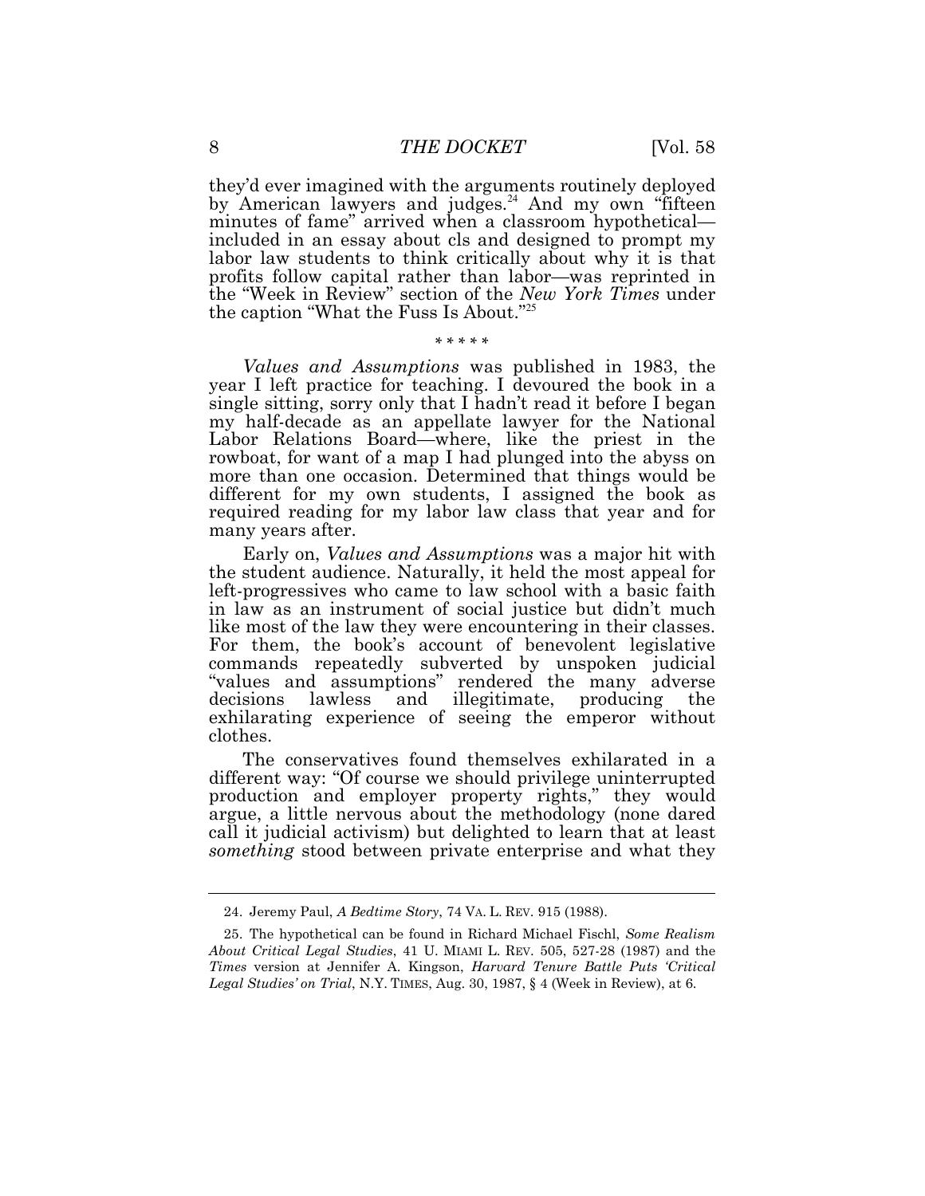they'd ever imagined with the arguments routinely deployed by American lawyers and judges.[24] And my own "fifteen minutes of fame" arrived when a classroom hypothetical—included in an essay about cls and designed to prompt my labor law students to think critically about why it is that profits follow capital rather than labor—was reprinted in the "Week in Review" section of the *New York Times* under the caption "What the Fuss Is About."[25]

\* \* \* \* \*

*Values and Assumptions* was published in 1983, the year I left practice for teaching. I devoured the book in a single sitting, sorry only that I hadn't read it before I began my half-decade as an appellate lawyer for the National Labor Relations Board—where, like the priest in the rowboat, for want of a map I had plunged into the abyss on more than one occasion. Determined that things would be different for my own students, I assigned the book as required reading for my labor law class that year and for many years after.

Early on, *Values and Assumptions* was a major hit with the student audience. Naturally, it held the most appeal for left-progressives who came to law school with a basic faith in law as an instrument of social justice but didn't much like most of the law they were encountering in their classes. For them, the book's account of benevolent legislative commands repeatedly subverted by unspoken judicial "values and assumptions" rendered the many adverse decisions lawless and illegitimate, producing the exhilarating experience of seeing the emperor without clothes.

The conservatives found themselves exhilarated in a different way: "Of course we should privilege uninterrupted production and employer property rights," they would argue, a little nervous about the methodology (none dared call it judicial activism) but delighted to learn that at least *something* stood between private enterprise and what they

---

24. Jeremy Paul, *A Bedtime Story*, 74 VA. L. REV. 915 (1988).

25. The hypothetical can be found in Richard Michael Fischl, *Some Realism About Critical Legal Studies*, 41 U. MIAMI L. REV. 505, 527-28 (1987) and the *Times* version at Jennifer A. Kingson, *Harvard Tenure Battle Puts 'Critical Legal Studies' on Trial*, N.Y. TIMES, Aug. 30, 1987, § 4 (Week in Review), at 6.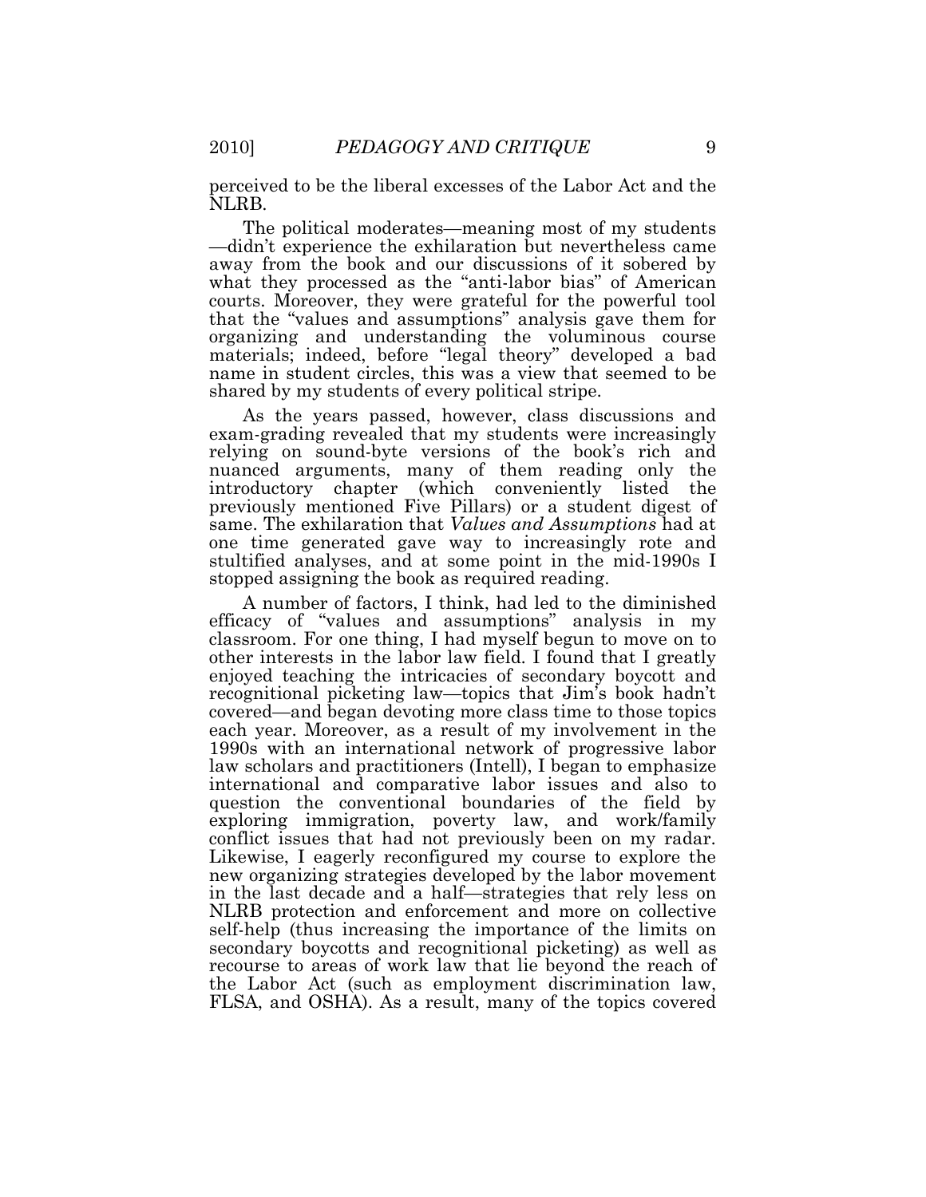perceived to be the liberal excesses of the Labor Act and the NLRB.

The political moderates—meaning most of my students—didn't experience the exhilaration but nevertheless came away from the book and our discussions of it sobered by what they processed as the "anti-labor bias" of American courts. Moreover, they were grateful for the powerful tool that the "values and assumptions" analysis gave them for organizing and understanding the voluminous course materials; indeed, before "legal theory" developed a bad name in student circles, this was a view that seemed to be shared by my students of every political stripe.

As the years passed, however, class discussions and exam-grading revealed that my students were increasingly relying on sound-byte versions of the book's rich and nuanced arguments, many of them reading only the introductory chapter (which conveniently listed the previously mentioned Five Pillars) or a student digest of same. The exhilaration that *Values and Assumptions* had at one time generated gave way to increasingly rote and stultified analyses, and at some point in the mid-1990s I stopped assigning the book as required reading.

A number of factors, I think, had led to the diminished efficacy of "values and assumptions" analysis in my classroom. For one thing, I had myself begun to move on to other interests in the labor law field. I found that I greatly enjoyed teaching the intricacies of secondary boycott and recognitional picketing law—topics that Jim's book hadn't covered—and began devoting more class time to those topics each year. Moreover, as a result of my involvement in the 1990s with an international network of progressive labor law scholars and practitioners (Intell), I began to emphasize international and comparative labor issues and also to question the conventional boundaries of the field by exploring immigration, poverty law, and work/family conflict issues that had not previously been on my radar. Likewise, I eagerly reconfigured my course to explore the new organizing strategies developed by the labor movement in the last decade and a half—strategies that rely less on NLRB protection and enforcement and more on collective self-help (thus increasing the importance of the limits on secondary boycotts and recognitional picketing) as well as recourse to areas of work law that lie beyond the reach of the Labor Act (such as employment discrimination law, FLSA, and OSHA). As a result, many of the topics covered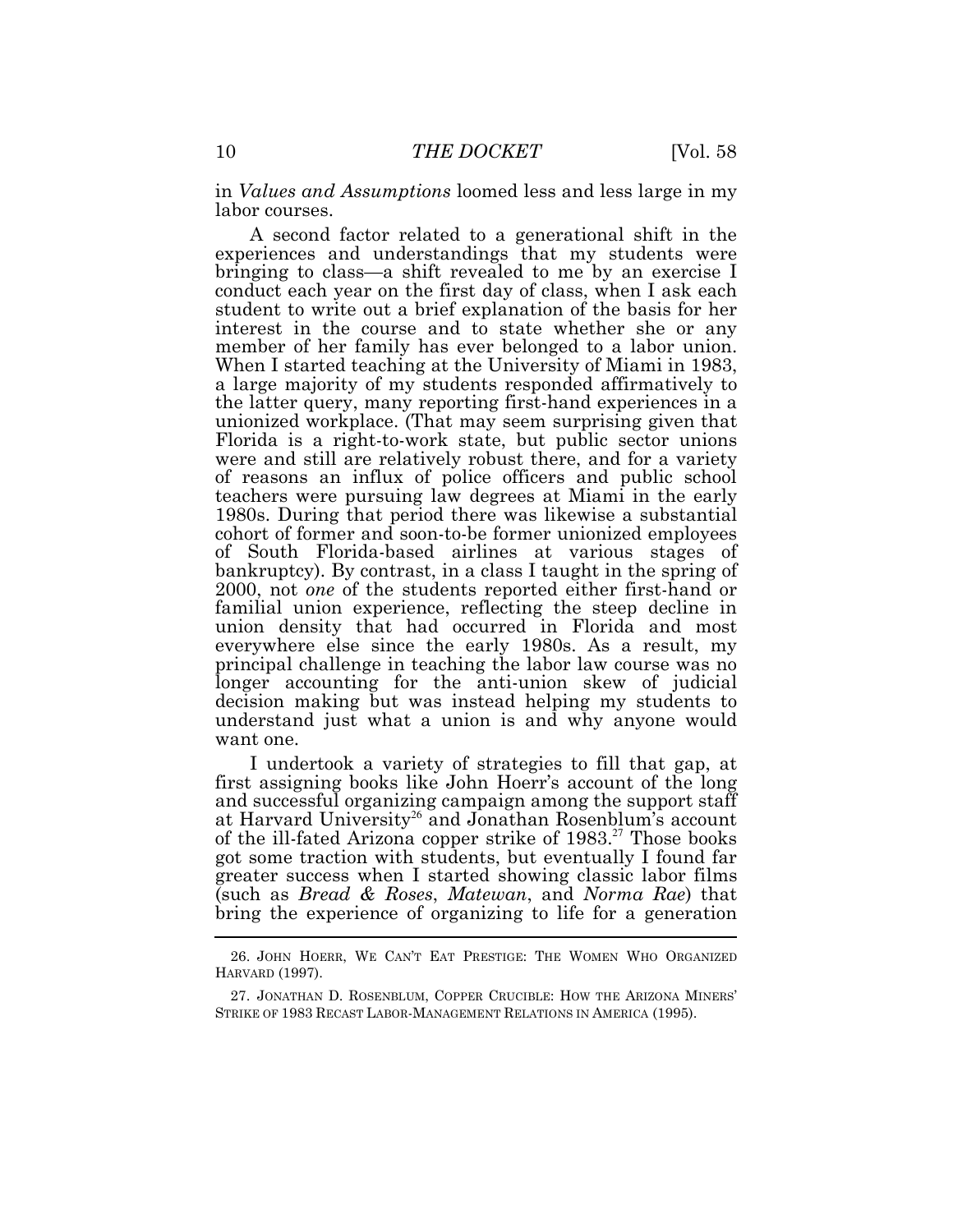in *Values and Assumptions* loomed less and less large in my labor courses.

A second factor related to a generational shift in the experiences and understandings that my students were bringing to class—a shift revealed to me by an exercise I conduct each year on the first day of class, when I ask each student to write out a brief explanation of the basis for her interest in the course and to state whether she or any member of her family has ever belonged to a labor union. When I started teaching at the University of Miami in 1983, a large majority of my students responded affirmatively to the latter query, many reporting first-hand experiences in a unionized workplace. (That may seem surprising given that Florida is a right-to-work state, but public sector unions were and still are relatively robust there, and for a variety of reasons an influx of police officers and public school teachers were pursuing law degrees at Miami in the early 1980s. During that period there was likewise a substantial cohort of former and soon-to-be former unionized employees of South Florida-based airlines at various stages of bankruptcy). By contrast, in a class I taught in the spring of 2000, not *one* of the students reported either first-hand or familial union experience, reflecting the steep decline in union density that had occurred in Florida and most everywhere else since the early 1980s. As a result, my principal challenge in teaching the labor law course was no longer accounting for the anti-union skew of judicial decision making but was instead helping my students to understand just what a union is and why anyone would want one.

I undertook a variety of strategies to fill that gap, at first assigning books like John Hoerr's account of the long and successful organizing campaign among the support staff at Harvard University[26] and Jonathan Rosenblum's account of the ill-fated Arizona copper strike of 1983.[27] Those books got some traction with students, but eventually I found far greater success when I started showing classic labor films (such as *Bread & Roses*, *Matewan*, and *Norma Rae*) that bring the experience of organizing to life for a generation

---

26. JOHN HOERR, WE CAN'T EAT PRESTIGE: THE WOMEN WHO ORGANIZED HARVARD (1997).

27. JONATHAN D. ROSENBLUM, COPPER CRUCIBLE: HOW THE ARIZONA MINERS' STRIKE OF 1983 RECAST LABOR-MANAGEMENT RELATIONS IN AMERICA (1995).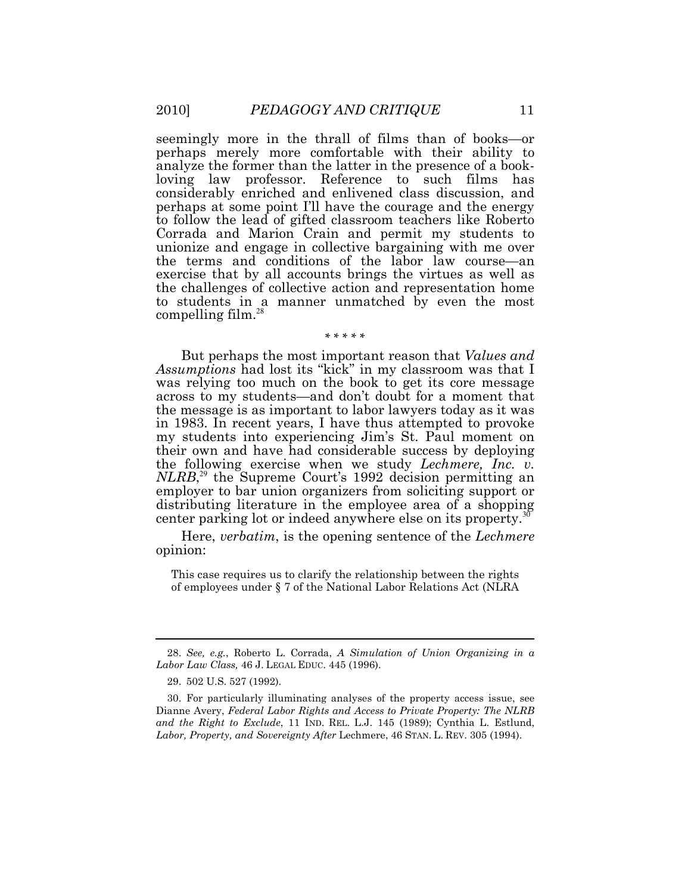seemingly more in the thrall of films than of books—or perhaps merely more comfortable with their ability to analyze the former than the latter in the presence of a book-loving law professor. Reference to such films has considerably enriched and enlivened class discussion, and perhaps at some point I'll have the courage and the energy to follow the lead of gifted classroom teachers like Roberto Corrada and Marion Crain and permit my students to unionize and engage in collective bargaining with me over the terms and conditions of the labor law course—an exercise that by all accounts brings the virtues as well as the challenges of collective action and representation home to students in a manner unmatched by even the most compelling film.[28]

\* \* \* \* \*

But perhaps the most important reason that *Values and Assumptions* had lost its "kick" in my classroom was that I was relying too much on the book to get its core message across to my students—and don't doubt for a moment that the message is as important to labor lawyers today as it was in 1983. In recent years, I have thus attempted to provoke my students into experiencing Jim's St. Paul moment on their own and have had considerable success by deploying the following exercise when we study *Lechmere, Inc. v. NLRB*,[29] the Supreme Court's 1992 decision permitting an employer to bar union organizers from soliciting support or distributing literature in the employee area of a shopping center parking lot or indeed anywhere else on its property.[30]

Here, *verbatim*, is the opening sentence of the *Lechmere* opinion:

> This case requires us to clarify the relationship between the rights of employees under § 7 of the National Labor Relations Act (NLRA

---

28. *See, e.g.*, Roberto L. Corrada, *A Simulation of Union Organizing in a Labor Law Class,* 46 J. LEGAL EDUC. 445 (1996).

29. 502 U.S. 527 (1992).

30. For particularly illuminating analyses of the property access issue, see Dianne Avery, *Federal Labor Rights and Access to Private Property: The NLRB and the Right to Exclude*, 11 IND. REL. L.J. 145 (1989); Cynthia L. Estlund, *Labor, Property, and Sovereignty After* Lechmere, 46 STAN. L. REV. 305 (1994).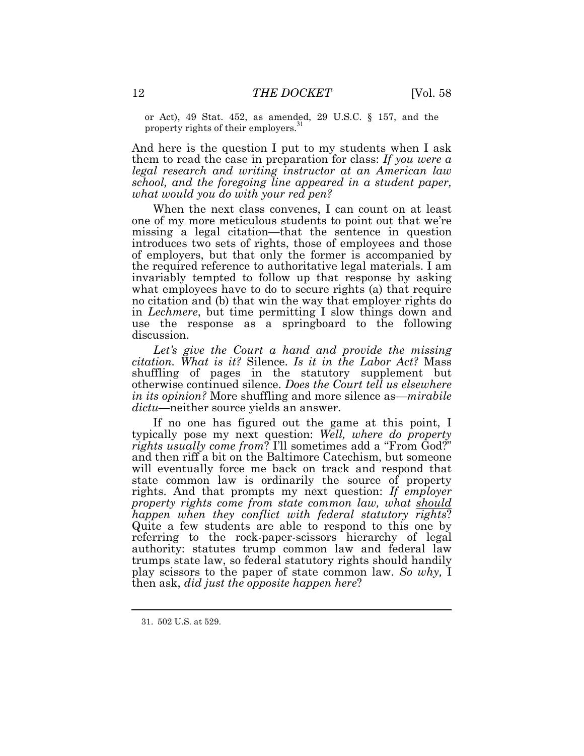or Act), 49 Stat. 452, as amended, 29 U.S.C. § 157, and the property rights of their employers.[31]

And here is the question I put to my students when I ask them to read the case in preparation for class: *If you were a legal research and writing instructor at an American law school, and the foregoing line appeared in a student paper, what would you do with your red pen?*

When the next class convenes, I can count on at least one of my more meticulous students to point out that we're missing a legal citation—that the sentence in question introduces two sets of rights, those of employees and those of employers, but that only the former is accompanied by the required reference to authoritative legal materials. I am invariably tempted to follow up that response by asking what employees have to do to secure rights (a) that require no citation and (b) that win the way that employer rights do in *Lechmere*, but time permitting I slow things down and use the response as a springboard to the following discussion.

*Let's give the Court a hand and provide the missing citation. What is it?* Silence. *Is it in the Labor Act?* Mass shuffling of pages in the statutory supplement but otherwise continued silence. *Does the Court tell us elsewhere in its opinion?* More shuffling and more silence as—*mirabile dictu*—neither source yields an answer.

If no one has figured out the game at this point, I typically pose my next question: *Well, where do property rights usually come from*? I'll sometimes add a "From God?" and then riff a bit on the Baltimore Catechism, but someone will eventually force me back on track and respond that state common law is ordinarily the source of property rights. And that prompts my next question: *If employer property rights come from state common law, what <u>should</u> happen when they conflict with federal statutory rights*? Quite a few students are able to respond to this one by referring to the rock-paper-scissors hierarchy of legal authority: statutes trump common law and federal law trumps state law, so federal statutory rights should handily play scissors to the paper of state common law. *So why,* I then ask, *did just the opposite happen here*?

31. 502 U.S. at 529.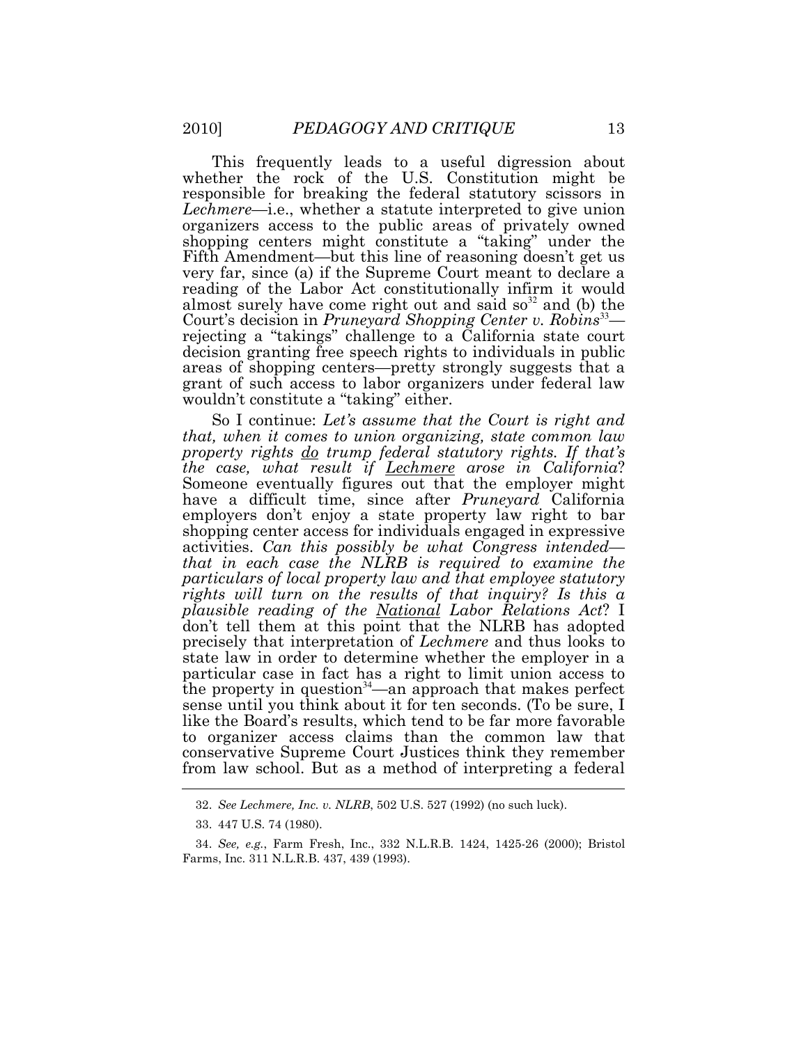This frequently leads to a useful digression about whether the rock of the U.S. Constitution might be responsible for breaking the federal statutory scissors in *Lechmere*—i.e., whether a statute interpreted to give union organizers access to the public areas of privately owned shopping centers might constitute a "taking" under the Fifth Amendment—but this line of reasoning doesn't get us very far, since (a) if the Supreme Court meant to declare a reading of the Labor Act constitutionally infirm it would almost surely have come right out and said so[32] and (b) the Court's decision in *Pruneyard Shopping Center v. Robins*[33]—rejecting a "takings" challenge to a California state court decision granting free speech rights to individuals in public areas of shopping centers—pretty strongly suggests that a grant of such access to labor organizers under federal law wouldn't constitute a "taking" either.

So I continue: *Let's assume that the Court is right and that, when it comes to union organizing, state common law property rights do trump federal statutory rights. If that's the case, what result if Lechmere arose in California*? Someone eventually figures out that the employer might have a difficult time, since after *Pruneyard* California employers don't enjoy a state property law right to bar shopping center access for individuals engaged in expressive activities. *Can this possibly be what Congress intended—that in each case the NLRB is required to examine the particulars of local property law and that employee statutory rights will turn on the results of that inquiry? Is this a plausible reading of the National Labor Relations Act*? I don't tell them at this point that the NLRB has adopted precisely that interpretation of *Lechmere* and thus looks to state law in order to determine whether the employer in a particular case in fact has a right to limit union access to the property in question[34]—an approach that makes perfect sense until you think about it for ten seconds. (To be sure, I like the Board's results, which tend to be far more favorable to organizer access claims than the common law that conservative Supreme Court Justices think they remember from law school. But as a method of interpreting a federal

---

32. *See Lechmere, Inc. v. NLRB*, 502 U.S. 527 (1992) (no such luck).

33. 447 U.S. 74 (1980).

34. *See, e.g.*, Farm Fresh, Inc., 332 N.L.R.B. 1424, 1425-26 (2000); Bristol Farms, Inc. 311 N.L.R.B. 437, 439 (1993).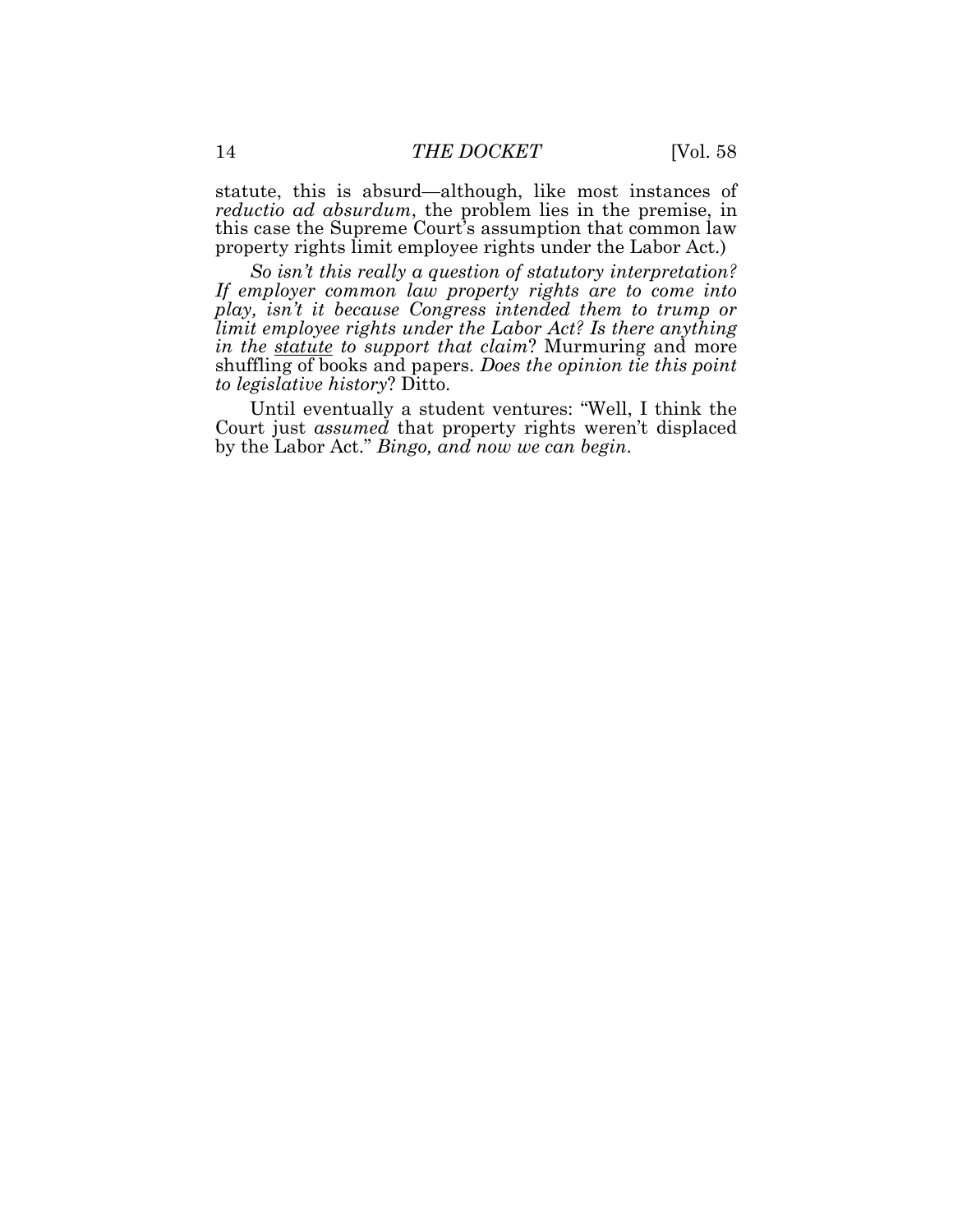statute, this is absurd—although, like most instances of *reductio ad absurdum*, the problem lies in the premise, in this case the Supreme Court's assumption that common law property rights limit employee rights under the Labor Act.)

*So isn't this really a question of statutory interpretation? If employer common law property rights are to come into play, isn't it because Congress intended them to trump or limit employee rights under the Labor Act? Is there anything in the <u>statute</u> to support that claim*? Murmuring and more shuffling of books and papers. *Does the opinion tie this point to legislative history*? Ditto.

Until eventually a student ventures: "Well, I think the Court just *assumed* that property rights weren't displaced by the Labor Act." *Bingo, and now we can begin*.